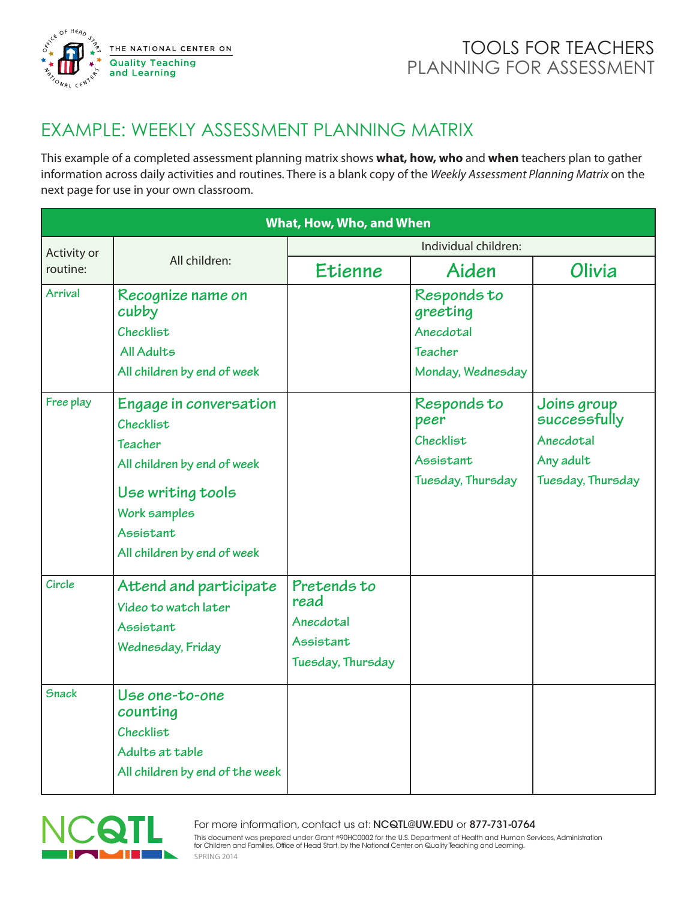THE NATIONAL CENTER ON Quality Teaching and Learning

# TOOLS FOR TEACHERS
## PLANNING FOR ASSESSMENT

## EXAMPLE: WEEKLY ASSESSMENT PLANNING MATRIX

This example of a completed assessment planning matrix shows **what, how, who** and **when** teachers plan to gather information across daily activities and routines. There is a blank copy of the *Weekly Assessment Planning Matrix* on the next page for use in your own classroom.

| What, How, Who, and When | | | | |
|---|---|---|---|---|
| Activity or routine: | All children: | Individual children: | | |
| | | Etienne | Aiden | Olivia |
| Arrival | Recognize name on cubby<br>Checklist<br>All Adults<br>All children by end of week | | Responds to greeting<br>Anecdotal<br>Teacher<br>Monday, Wednesday | |
| Free play | Engage in conversation<br>Checklist<br>Teacher<br>All children by end of week<br>Use writing tools<br>Work samples<br>Assistant<br>All children by end of week | | Responds to peer<br>Checklist<br>Assistant<br>Tuesday, Thursday | Joins group successfully<br>Anecdotal<br>Any adult<br>Tuesday, Thursday |
| Circle | Attend and participate<br>Video to watch later<br>Assistant<br>Wednesday, Friday | Pretends to read<br>Anecdotal<br>Assistant<br>Tuesday, Thursday | | |
| Snack | Use one-to-one counting<br>Checklist<br>Adults at table<br>All children by end of the week | | | |

NCQTL

For more information, contact us at: NCQTL@UW.EDU or 877-731-0764

This document was prepared under Grant #90HC0002 for the U.S. Department of Health and Human Services, Administration for Children and Families, Office of Head Start, by the National Center on Quality Teaching and Learning.

SPRING 2014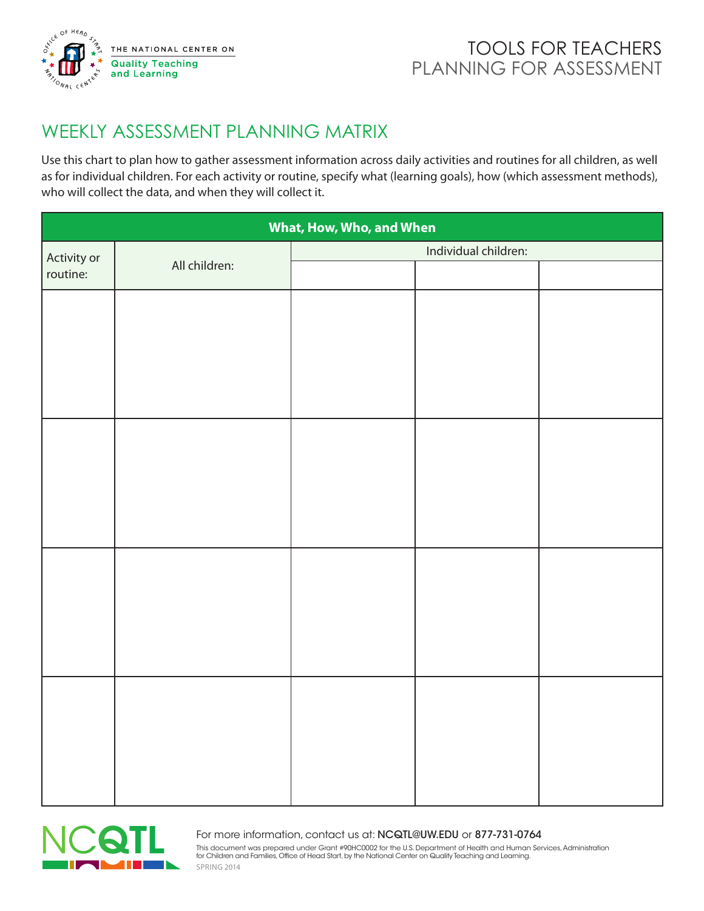THE NATIONAL CENTER ON Quality Teaching and Learning

# TOOLS FOR TEACHERS
# PLANNING FOR ASSESSMENT

## WEEKLY ASSESSMENT PLANNING MATRIX

Use this chart to plan how to gather assessment information across daily activities and routines for all children, as well as for individual children. For each activity or routine, specify what (learning goals), how (which assessment methods), who will collect the data, and when they will collect it.

| What, How, Who, and When | | | | |
|---|---|---|---|---|
| Activity or routine: | All children: | Individual children: | | |
| | | | | |
| | | | | |
| | | | | |
| | | | | |
| | | | | |

For more information, contact us at: NCQTL@UW.EDU or 877-731-0764

This document was prepared under Grant #90HC0002 for the U.S. Department of Health and Human Services, Administration for Children and Families, Office of Head Start, by the National Center on Quality Teaching and Learning.

SPRING 2014